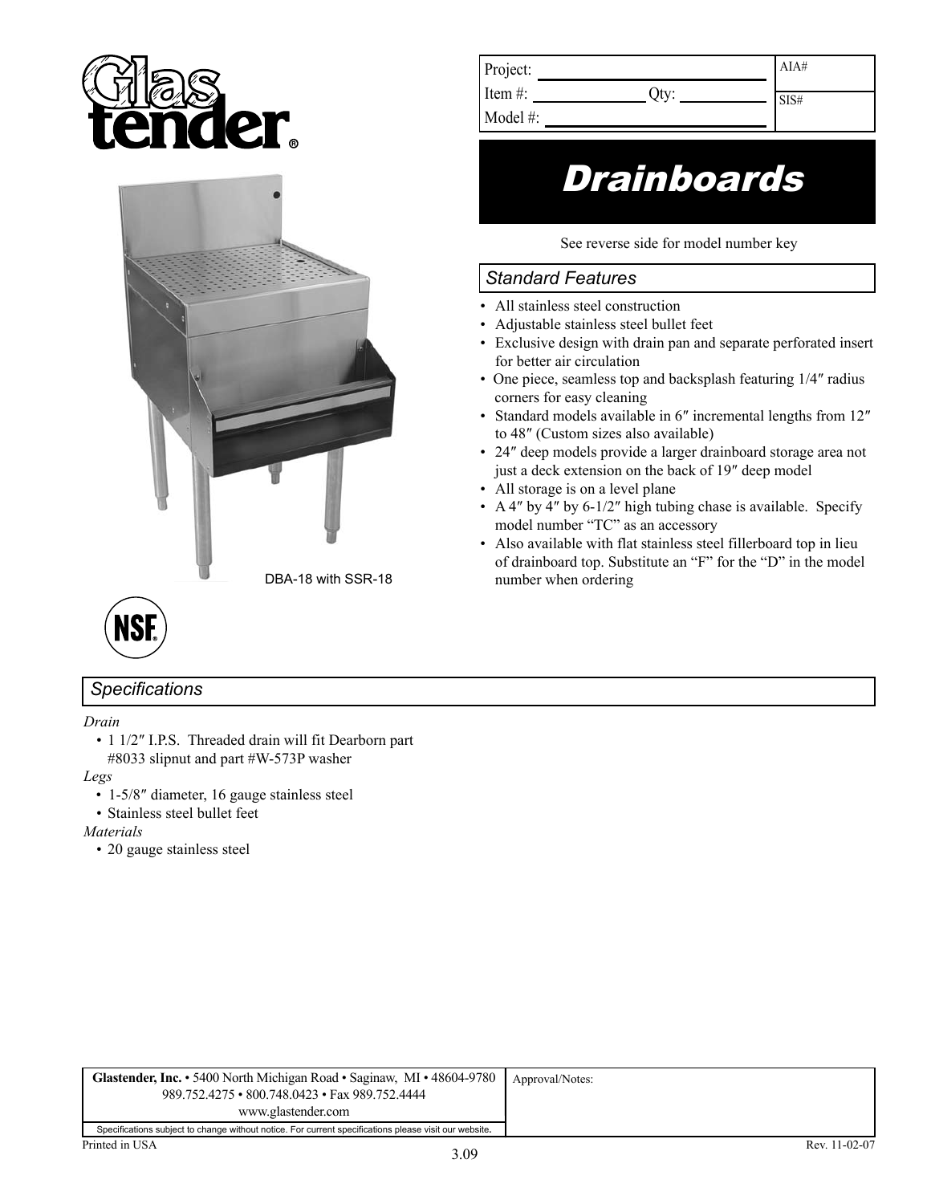# Glastender®

| Project: | | AIA# |
|---|---|---|
| Item #: | Qty: | SIS# |
| Model #: | | |

# Drainboards

See reverse side for model number key

DBA-18 with SSR-18

## Standard Features

- All stainless steel construction
- Adjustable stainless steel bullet feet
- Exclusive design with drain pan and separate perforated insert for better air circulation
- One piece, seamless top and backsplash featuring 1/4″ radius corners for easy cleaning
- Standard models available in 6″ incremental lengths from 12″ to 48″ (Custom sizes also available)
- 24″ deep models provide a larger drainboard storage area not just a deck extension on the back of 19″ deep model
- All storage is on a level plane
- A 4″ by 4″ by 6-1/2″ high tubing chase is available. Specify model number "TC" as an accessory
- Also available with flat stainless steel fillerboard top in lieu of drainboard top. Substitute an "F" for the "D" in the model number when ordering

NSF

## Specifications

*Drain*
- 1 1/2″ I.P.S. Threaded drain will fit Dearborn part #8033 slipnut and part #W-573P washer

*Legs*
- 1-5/8″ diameter, 16 gauge stainless steel
- Stainless steel bullet feet

*Materials*
- 20 gauge stainless steel

| **Glastender, Inc.** • 5400 North Michigan Road • Saginaw, MI • 48604-9780<br>989.752.4275 • 800.748.0423 • Fax 989.752.4444<br>www.glastender.com | Approval/Notes: |
|---|---|
| Specifications subject to change without notice. For current specifications please visit our website. | |

Printed in USA

3.09

Rev. 11-02-07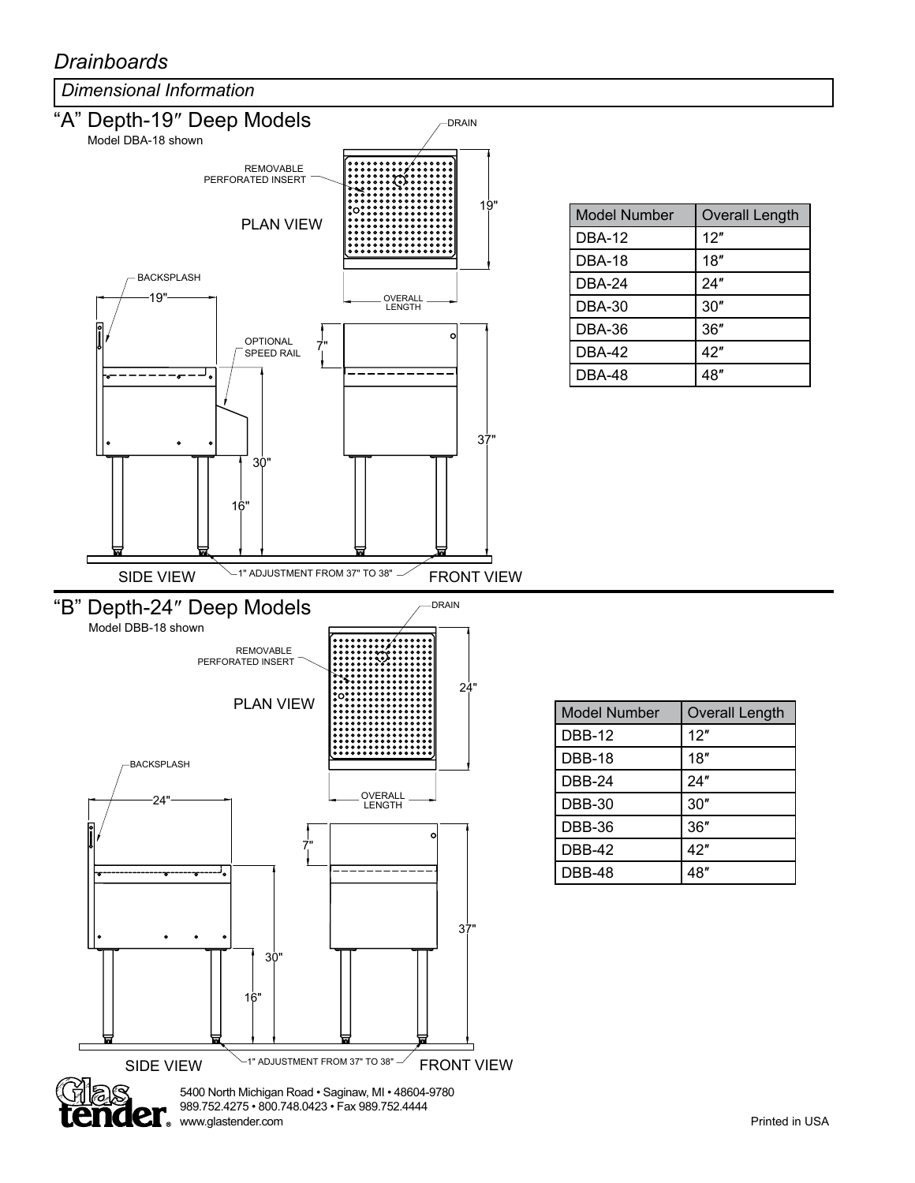# Drainboards

## Dimensional Information

### "A" Depth-19″ Deep Models

Model DBA-18 shown

DRAIN
REMOVABLE PERFORATED INSERT
PLAN VIEW
19"
OVERALL LENGTH
BACKSPLASH
19"
OPTIONAL SPEED RAIL
7"
30"
16"
37"
1" ADJUSTMENT FROM 37" TO 38"
SIDE VIEW
FRONT VIEW

| Model Number | Overall Length |
|---|---|
| DBA-12 | 12″ |
| DBA-18 | 18″ |
| DBA-24 | 24″ |
| DBA-30 | 30″ |
| DBA-36 | 36″ |
| DBA-42 | 42″ |
| DBA-48 | 48″ |

### "B" Depth-24″ Deep Models

Model DBB-18 shown

DRAIN
REMOVABLE PERFORATED INSERT
PLAN VIEW
24"
OVERALL LENGTH
BACKSPLASH
24"
7"
30"
16"
37"
1" ADJUSTMENT FROM 37" TO 38"
SIDE VIEW
FRONT VIEW

| Model Number | Overall Length |
|---|---|
| DBB-12 | 12″ |
| DBB-18 | 18″ |
| DBB-24 | 24″ |
| DBB-30 | 30″ |
| DBB-36 | 36″ |
| DBB-42 | 42″ |
| DBB-48 | 48″ |

Glastender®

5400 North Michigan Road • Saginaw, MI • 48604-9780
989.752.4275 • 800.748.0423 • Fax 989.752.4444
www.glastender.com

Printed in USA